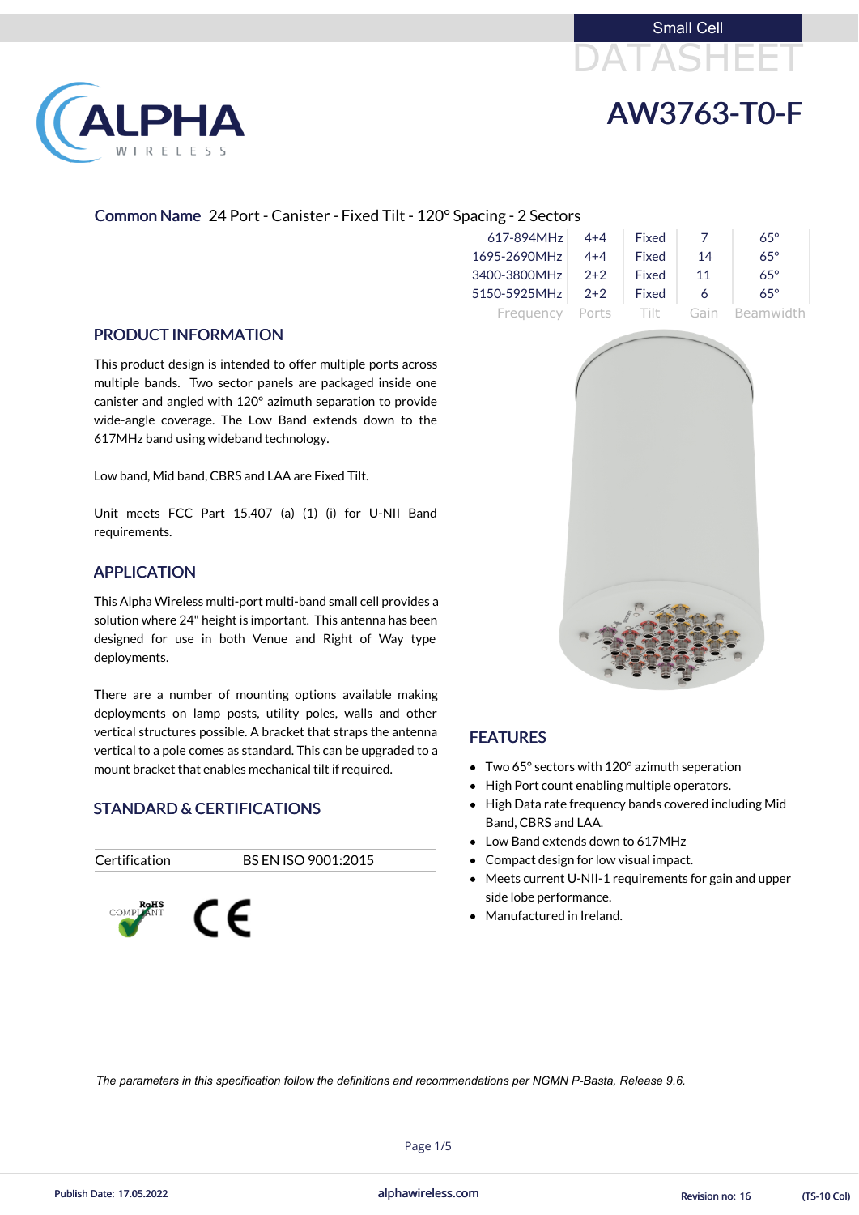Small Cell

DATASHEET

# AW3763-T0-F

**Common Name** 24 Port - Canister - Fixed Tilt - 120° Spacing - 2 Sectors

| Frequency | Ports | Tilt | Gain | Beamwidth |
|---|---|---|---|---|
| 617-894MHz | 4+4 | Fixed | 7 | 65° |
| 1695-2690MHz | 4+4 | Fixed | 14 | 65° |
| 3400-3800MHz | 2+2 | Fixed | 11 | 65° |
| 5150-5925MHz | 2+2 | Fixed | 6 | 65° |

## PRODUCT INFORMATION

This product design is intended to offer multiple ports across multiple bands. Two sector panels are packaged inside one canister and angled with 120° azimuth separation to provide wide-angle coverage. The Low Band extends down to the 617MHz band using wideband technology.

Low band, Mid band, CBRS and LAA are Fixed Tilt.

Unit meets FCC Part 15.407 (a) (1) (i) for U-NII Band requirements.

## APPLICATION

This Alpha Wireless multi-port multi-band small cell provides a solution where 24" height is important. This antenna has been designed for use in both Venue and Right of Way type deployments.

There are a number of mounting options available making deployments on lamp posts, utility poles, walls and other vertical structures possible. A bracket that straps the antenna vertical to a pole comes as standard. This can be upgraded to a mount bracket that enables mechanical tilt if required.

## STANDARD & CERTIFICATIONS

| Certification | BS EN ISO 9001:2015 |
|---|---|

## FEATURES

- Two 65° sectors with 120° azimuth seperation
- High Port count enabling multiple operators.
- High Data rate frequency bands covered including Mid Band, CBRS and LAA.
- Low Band extends down to 617MHz
- Compact design for low visual impact.
- Meets current U-NII-1 requirements for gain and upper side lobe performance.
- Manufactured in Ireland.

*The parameters in this specification follow the definitions and recommendations per NGMN P-Basta, Release 9.6.*

Publish Date: 17.05.2022 | alphawireless.com | Revision no: 16 | (TS-10 Col)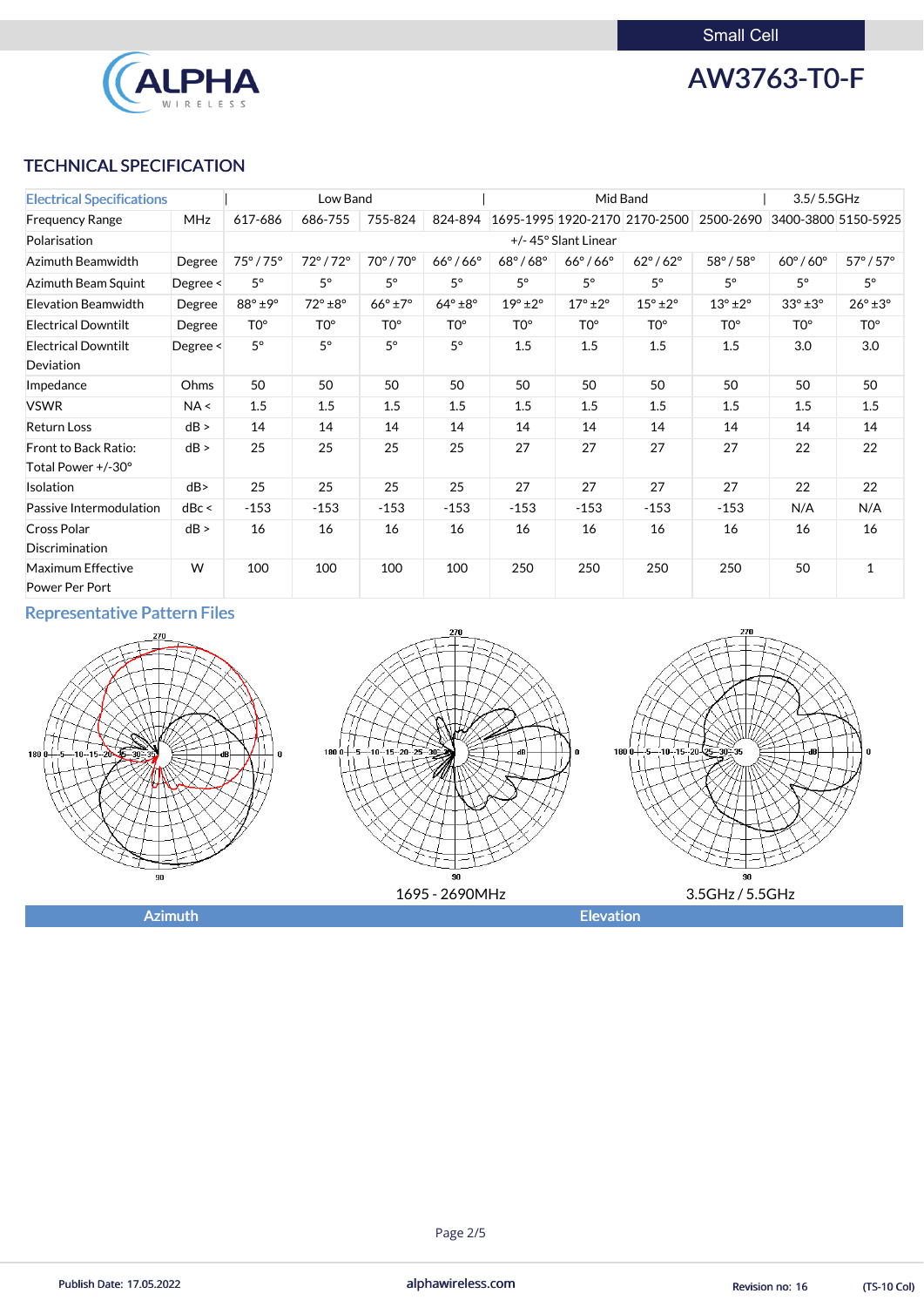Small Cell

# AW3763-T0-F

## TECHNICAL SPECIFICATION

| Electrical Specifications | | Low Band | | | | Mid Band | | | | 3.5/ 5.5GHz | |
|---|---|---|---|---|---|---|---|---|---|---|---|
| Frequency Range | MHz | 617-686 | 686-755 | 755-824 | 824-894 | 1695-1995 | 1920-2170 | 2170-2500 | 2500-2690 | 3400-3800 | 5150-5925 |
| Polarisation | | +/- 45° Slant Linear | | | | | | | | | |
| Azimuth Beamwidth | Degree | 75° / 75° | 72° / 72° | 70° / 70° | 66° / 66° | 68° / 68° | 66° / 66° | 62° / 62° | 58° / 58° | 60° / 60° | 57° / 57° |
| Azimuth Beam Squint | Degree < | 5° | 5° | 5° | 5° | 5° | 5° | 5° | 5° | 5° | 5° |
| Elevation Beamwidth | Degree | 88° ±9° | 72° ±8° | 66° ±7° | 64° ±8° | 19° ±2° | 17° ±2° | 15° ±2° | 13° ±2° | 33° ±3° | 26° ±3° |
| Electrical Downtilt | Degree | T0° | T0° | T0° | T0° | T0° | T0° | T0° | T0° | T0° | T0° |
| Electrical Downtilt Deviation | Degree < | 5° | 5° | 5° | 5° | 1.5 | 1.5 | 1.5 | 1.5 | 3.0 | 3.0 |
| Impedance | Ohms | 50 | 50 | 50 | 50 | 50 | 50 | 50 | 50 | 50 | 50 |
| VSWR | NA < | 1.5 | 1.5 | 1.5 | 1.5 | 1.5 | 1.5 | 1.5 | 1.5 | 1.5 | 1.5 |
| Return Loss | dB > | 14 | 14 | 14 | 14 | 14 | 14 | 14 | 14 | 14 | 14 |
| Front to Back Ratio: Total Power +/-30° | dB > | 25 | 25 | 25 | 25 | 27 | 27 | 27 | 27 | 22 | 22 |
| Isolation | dB> | 25 | 25 | 25 | 25 | 27 | 27 | 27 | 27 | 22 | 22 |
| Passive Intermodulation | dBc < | -153 | -153 | -153 | -153 | -153 | -153 | -153 | -153 | N/A | N/A |
| Cross Polar Discrimination | dB > | 16 | 16 | 16 | 16 | 16 | 16 | 16 | 16 | 16 | 16 |
| Maximum Effective Power Per Port | W | 100 | 100 | 100 | 100 | 250 | 250 | 250 | 250 | 50 | 1 |

### Representative Pattern Files

1695 - 2690MHz

3.5GHz / 5.5GHz

Azimuth | Elevation

Publish Date: 17.05.2022 | alphawireless.com | Revision no: 16 | (TS-10 Col)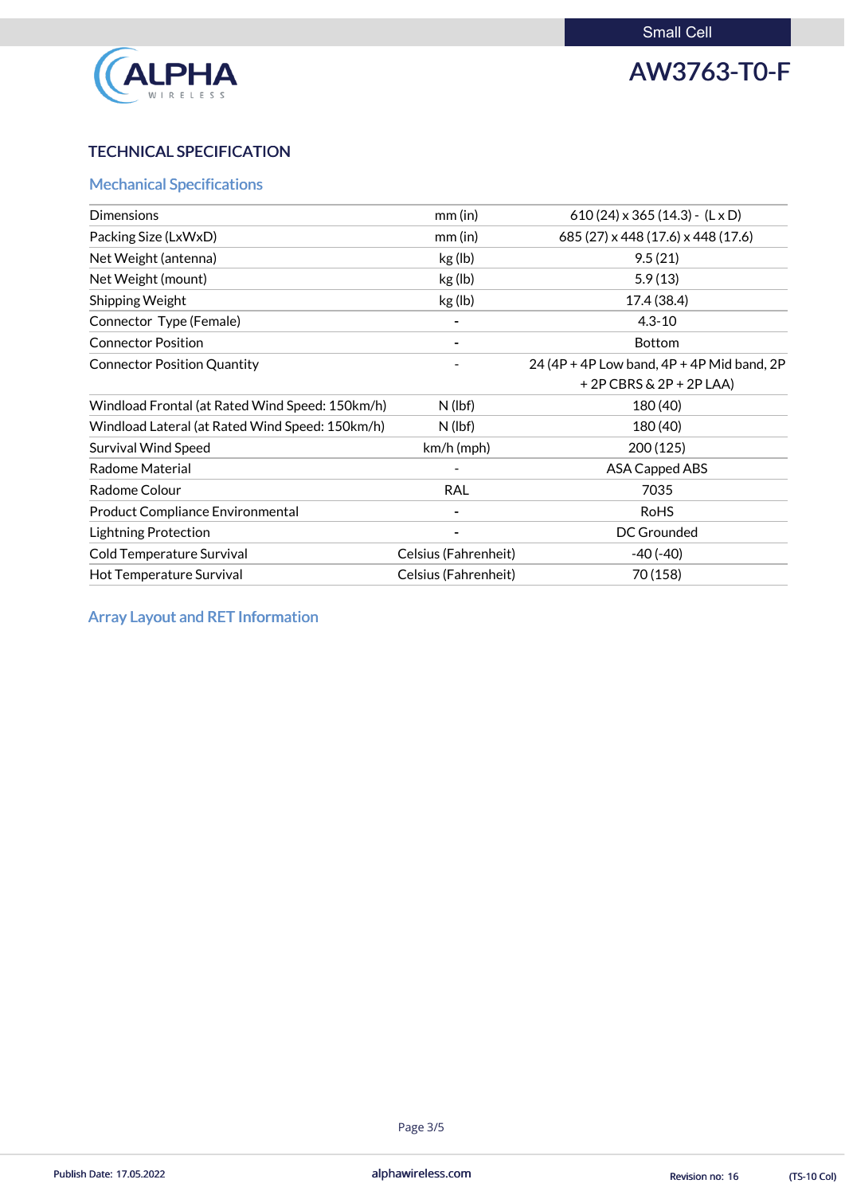# TECHNICAL SPECIFICATION

## Mechanical Specifications

| | | |
|---|---|---|
| Dimensions | mm (in) | 610 (24) x 365 (14.3) - (L x D) |
| Packing Size (LxWxD) | mm (in) | 685 (27) x 448 (17.6) x 448 (17.6) |
| Net Weight (antenna) | kg (lb) | 9.5 (21) |
| Net Weight (mount) | kg (lb) | 5.9 (13) |
| Shipping Weight | kg (lb) | 17.4 (38.4) |
| Connector Type (Female) | - | 4.3-10 |
| Connector Position | - | Bottom |
| Connector Position Quantity | - | 24 (4P + 4P Low band, 4P + 4P Mid band, 2P + 2P CBRS & 2P + 2P LAA) |
| Windload Frontal (at Rated Wind Speed: 150km/h) | N (lbf) | 180 (40) |
| Windload Lateral (at Rated Wind Speed: 150km/h) | N (lbf) | 180 (40) |
| Survival Wind Speed | km/h (mph) | 200 (125) |
| Radome Material | - | ASA Capped ABS |
| Radome Colour | RAL | 7035 |
| Product Compliance Environmental | - | RoHS |
| Lightning Protection | - | DC Grounded |
| Cold Temperature Survival | Celsius (Fahrenheit) | -40 (-40) |
| Hot Temperature Survival | Celsius (Fahrenheit) | 70 (158) |

## Array Layout and RET Information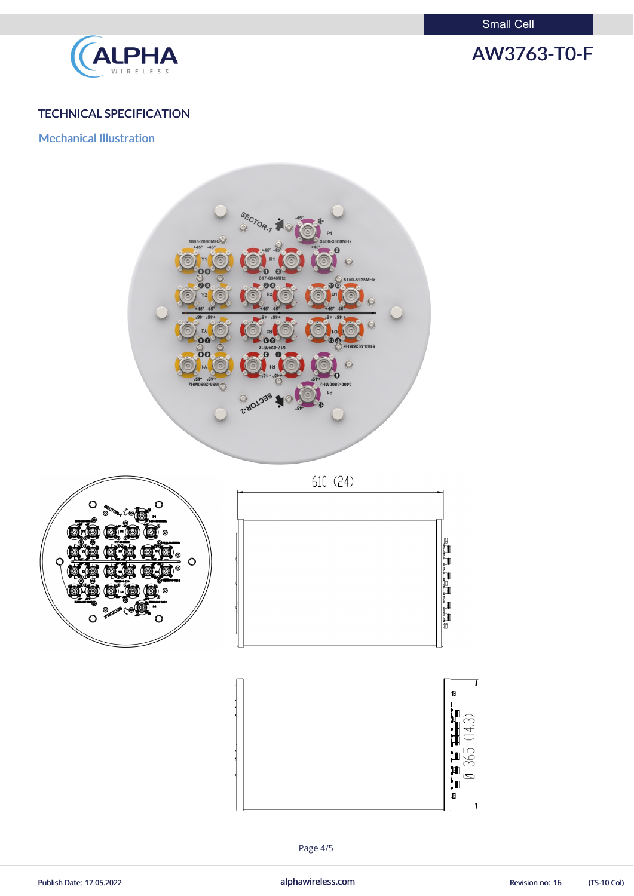## TECHNICAL SPECIFICATION

### Mechanical Illustration

610 (24)

Ø 365 (14.3)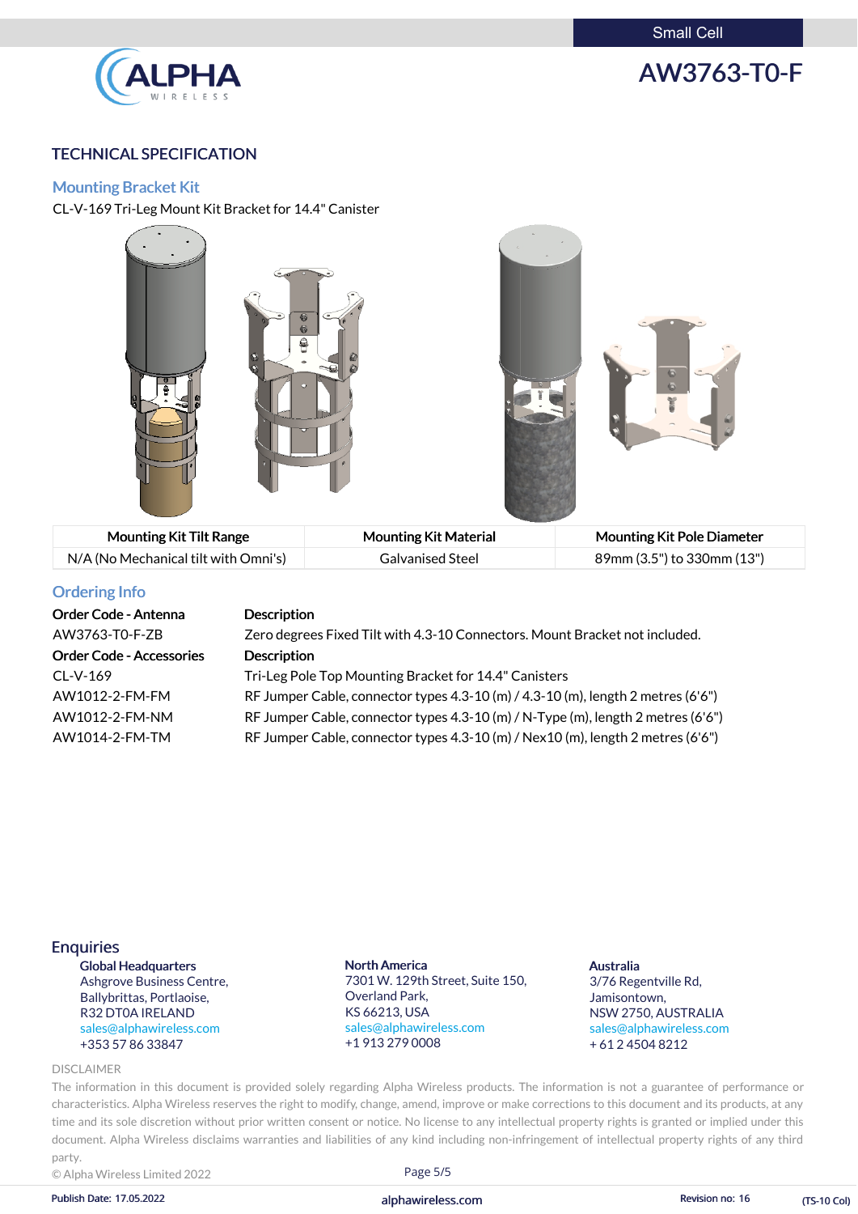# TECHNICAL SPECIFICATION

## Mounting Bracket Kit

CL-V-169 Tri-Leg Mount Kit Bracket for 14.4" Canister

| Mounting Kit Tilt Range | Mounting Kit Material | Mounting Kit Pole Diameter |
|---|---|---|
| N/A (No Mechanical tilt with Omni's) | Galvanised Steel | 89mm (3.5") to 330mm (13") |

## Ordering Info

| Order Code - Antenna | Description |
|---|---|
| AW3763-T0-F-ZB | Zero degrees Fixed Tilt with 4.3-10 Connectors. Mount Bracket not included. |
| **Order Code - Accessories** | **Description** |
| CL-V-169 | Tri-Leg Pole Top Mounting Bracket for 14.4" Canisters |
| AW1012-2-FM-FM | RF Jumper Cable, connector types 4.3-10 (m) / 4.3-10 (m), length 2 metres (6'6") |
| AW1012-2-FM-NM | RF Jumper Cable, connector types 4.3-10 (m) / N-Type (m), length 2 metres (6'6") |
| AW1014-2-FM-TM | RF Jumper Cable, connector types 4.3-10 (m) / Nex10 (m), length 2 metres (6'6") |

## Enquiries

**Global Headquarters**
Ashgrove Business Centre,
Ballybrittas, Portlaoise,
R32 DT0A IRELAND
sales@alphawireless.com
+353 57 86 33847

**North America**
7301 W. 129th Street, Suite 150,
Overland Park,
KS 66213, USA
sales@alphawireless.com
+1 913 279 0008

**Australia**
3/76 Regentville Rd,
Jamisontown,
NSW 2750, AUSTRALIA
sales@alphawireless.com
+ 61 2 4504 8212

DISCLAIMER

The information in this document is provided solely regarding Alpha Wireless products. The information is not a guarantee of performance or characteristics. Alpha Wireless reserves the right to modify, change, amend, improve or make corrections to this document and its products, at any time and its sole discretion without prior written consent or notice. No license to any intellectual property rights is granted or implied under this document. Alpha Wireless disclaims warranties and liabilities of any kind including non-infringement of intellectual property rights of any third party.

© Alpha Wireless Limited 2022

Publish Date: 17.05.2022 | alphawireless.com | Revision no: 16 | (TS-10 Col)